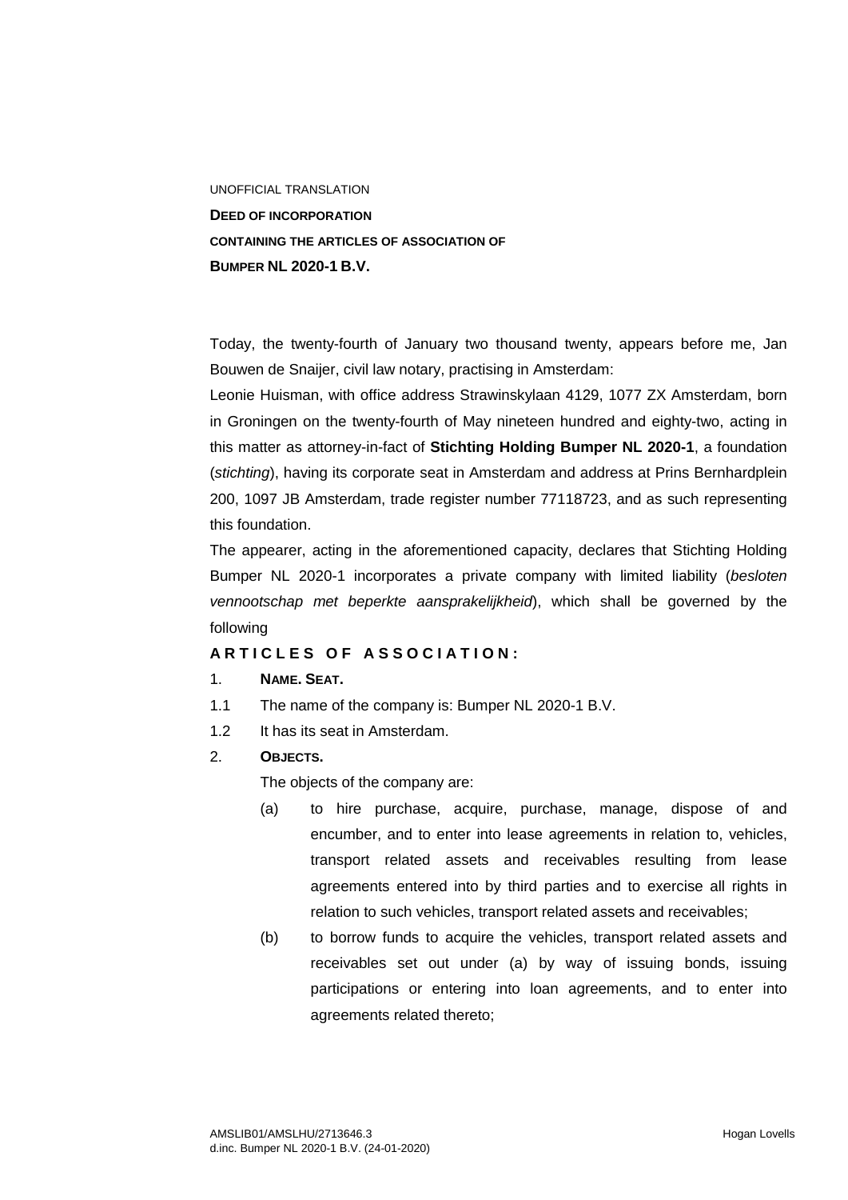UNOFFICIAL TRANSLATION

**DEED OF INCORPORATION**

**CONTAINING THE ARTICLES OF ASSOCIATION OF**

**BUMPER NL 2020-1 B.V.**

Today, the twenty-fourth of January two thousand twenty, appears before me, Jan Bouwen de Snaijer, civil law notary, practising in Amsterdam:

Leonie Huisman, with office address Strawinskylaan 4129, 1077 ZX Amsterdam, born in Groningen on the twenty-fourth of May nineteen hundred and eighty-two, acting in this matter as attorney-in-fact of **Stichting Holding Bumper NL 2020-1**, a foundation (*stichting*), having its corporate seat in Amsterdam and address at Prins Bernhardplein 200, 1097 JB Amsterdam, trade register number 77118723, and as such representing this foundation.

The appearer, acting in the aforementioned capacity, declares that Stichting Holding Bumper NL 2020-1 incorporates a private company with limited liability (*besloten vennootschap met beperkte aansprakelijkheid*), which shall be governed by the following

**ARTICLES OF ASSOCIATION:**

1. **NAME. SEAT.**

1.1 The name of the company is: Bumper NL 2020-1 B.V.

1.2 It has its seat in Amsterdam.

2. **OBJECTS.**

The objects of the company are:

(a) to hire purchase, acquire, purchase, manage, dispose of and encumber, and to enter into lease agreements in relation to, vehicles, transport related assets and receivables resulting from lease agreements entered into by third parties and to exercise all rights in relation to such vehicles, transport related assets and receivables;

(b) to borrow funds to acquire the vehicles, transport related assets and receivables set out under (a) by way of issuing bonds, issuing participations or entering into loan agreements, and to enter into agreements related thereto;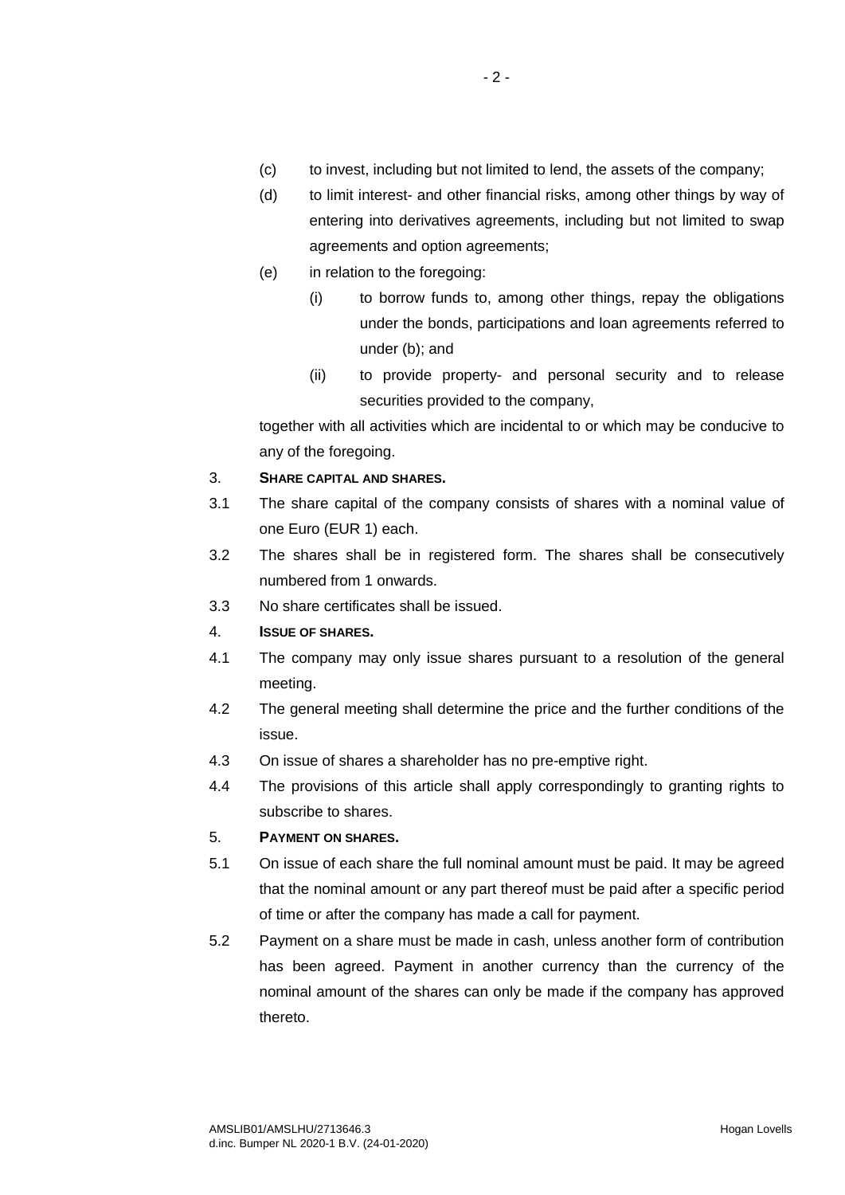(c) to invest, including but not limited to lend, the assets of the company;

(d) to limit interest- and other financial risks, among other things by way of entering into derivatives agreements, including but not limited to swap agreements and option agreements;

(e) in relation to the foregoing:

  (i) to borrow funds to, among other things, repay the obligations under the bonds, participations and loan agreements referred to under (b); and

  (ii) to provide property- and personal security and to release securities provided to the company,

together with all activities which are incidental to or which may be conducive to any of the foregoing.

3. **SHARE CAPITAL AND SHARES.**

3.1 The share capital of the company consists of shares with a nominal value of one Euro (EUR 1) each.

3.2 The shares shall be in registered form. The shares shall be consecutively numbered from 1 onwards.

3.3 No share certificates shall be issued.

4. **ISSUE OF SHARES.**

4.1 The company may only issue shares pursuant to a resolution of the general meeting.

4.2 The general meeting shall determine the price and the further conditions of the issue.

4.3 On issue of shares a shareholder has no pre-emptive right.

4.4 The provisions of this article shall apply correspondingly to granting rights to subscribe to shares.

5. **PAYMENT ON SHARES.**

5.1 On issue of each share the full nominal amount must be paid. It may be agreed that the nominal amount or any part thereof must be paid after a specific period of time or after the company has made a call for payment.

5.2 Payment on a share must be made in cash, unless another form of contribution has been agreed. Payment in another currency than the currency of the nominal amount of the shares can only be made if the company has approved thereto.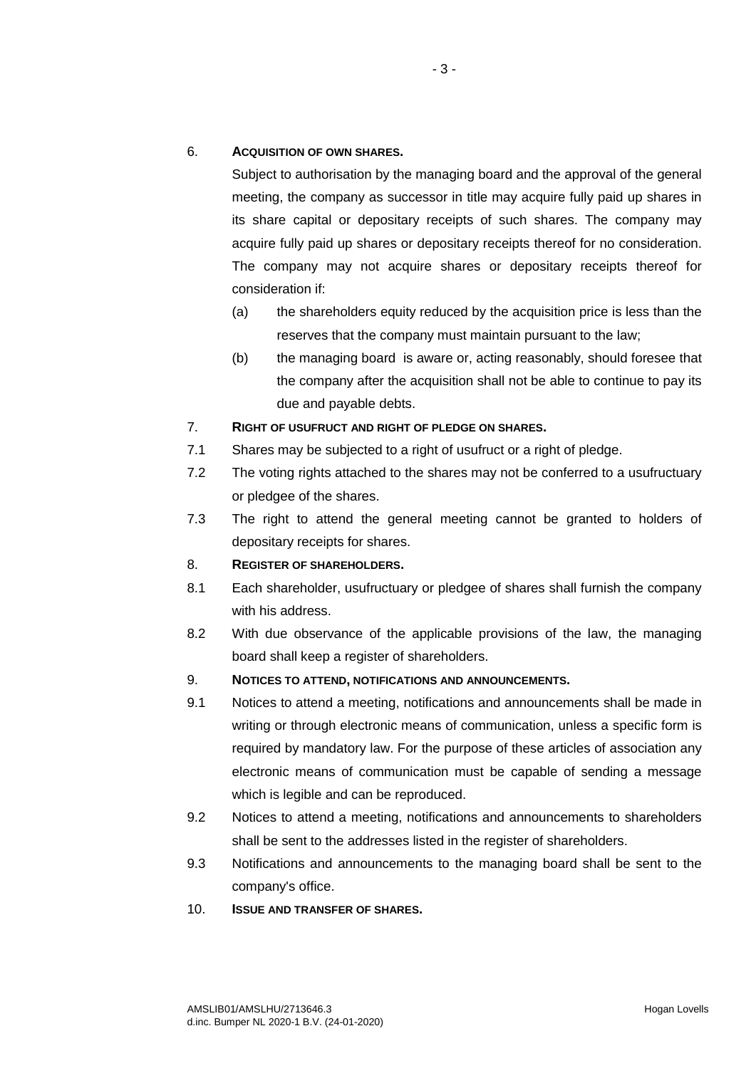6. **ACQUISITION OF OWN SHARES.**

Subject to authorisation by the managing board and the approval of the general meeting, the company as successor in title may acquire fully paid up shares in its share capital or depositary receipts of such shares. The company may acquire fully paid up shares or depositary receipts thereof for no consideration. The company may not acquire shares or depositary receipts thereof for consideration if:

(a) the shareholders equity reduced by the acquisition price is less than the reserves that the company must maintain pursuant to the law;

(b) the managing board is aware or, acting reasonably, should foresee that the company after the acquisition shall not be able to continue to pay its due and payable debts.

7. **RIGHT OF USUFRUCT AND RIGHT OF PLEDGE ON SHARES.**

7.1 Shares may be subjected to a right of usufruct or a right of pledge.

7.2 The voting rights attached to the shares may not be conferred to a usufructuary or pledgee of the shares.

7.3 The right to attend the general meeting cannot be granted to holders of depositary receipts for shares.

8. **REGISTER OF SHAREHOLDERS.**

8.1 Each shareholder, usufructuary or pledgee of shares shall furnish the company with his address.

8.2 With due observance of the applicable provisions of the law, the managing board shall keep a register of shareholders.

9. **NOTICES TO ATTEND, NOTIFICATIONS AND ANNOUNCEMENTS.**

9.1 Notices to attend a meeting, notifications and announcements shall be made in writing or through electronic means of communication, unless a specific form is required by mandatory law. For the purpose of these articles of association any electronic means of communication must be capable of sending a message which is legible and can be reproduced.

9.2 Notices to attend a meeting, notifications and announcements to shareholders shall be sent to the addresses listed in the register of shareholders.

9.3 Notifications and announcements to the managing board shall be sent to the company's office.

10. **ISSUE AND TRANSFER OF SHARES.**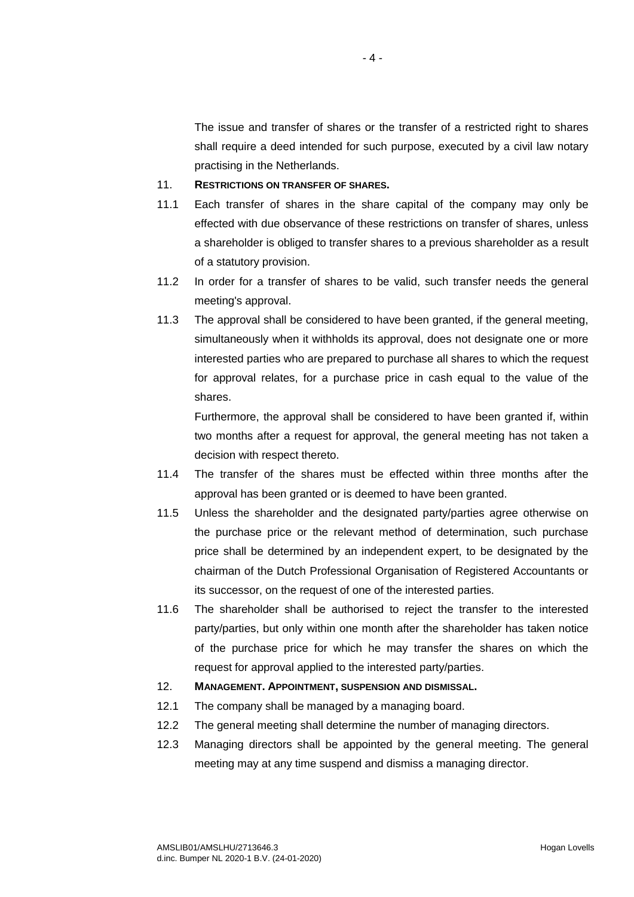The issue and transfer of shares or the transfer of a restricted right to shares shall require a deed intended for such purpose, executed by a civil law notary practising in the Netherlands.

11. **RESTRICTIONS ON TRANSFER OF SHARES.**

11.1 Each transfer of shares in the share capital of the company may only be effected with due observance of these restrictions on transfer of shares, unless a shareholder is obliged to transfer shares to a previous shareholder as a result of a statutory provision.

11.2 In order for a transfer of shares to be valid, such transfer needs the general meeting's approval.

11.3 The approval shall be considered to have been granted, if the general meeting, simultaneously when it withholds its approval, does not designate one or more interested parties who are prepared to purchase all shares to which the request for approval relates, for a purchase price in cash equal to the value of the shares.

Furthermore, the approval shall be considered to have been granted if, within two months after a request for approval, the general meeting has not taken a decision with respect thereto.

11.4 The transfer of the shares must be effected within three months after the approval has been granted or is deemed to have been granted.

11.5 Unless the shareholder and the designated party/parties agree otherwise on the purchase price or the relevant method of determination, such purchase price shall be determined by an independent expert, to be designated by the chairman of the Dutch Professional Organisation of Registered Accountants or its successor, on the request of one of the interested parties.

11.6 The shareholder shall be authorised to reject the transfer to the interested party/parties, but only within one month after the shareholder has taken notice of the purchase price for which he may transfer the shares on which the request for approval applied to the interested party/parties.

12. **MANAGEMENT. APPOINTMENT, SUSPENSION AND DISMISSAL.**

12.1 The company shall be managed by a managing board.

12.2 The general meeting shall determine the number of managing directors.

12.3 Managing directors shall be appointed by the general meeting. The general meeting may at any time suspend and dismiss a managing director.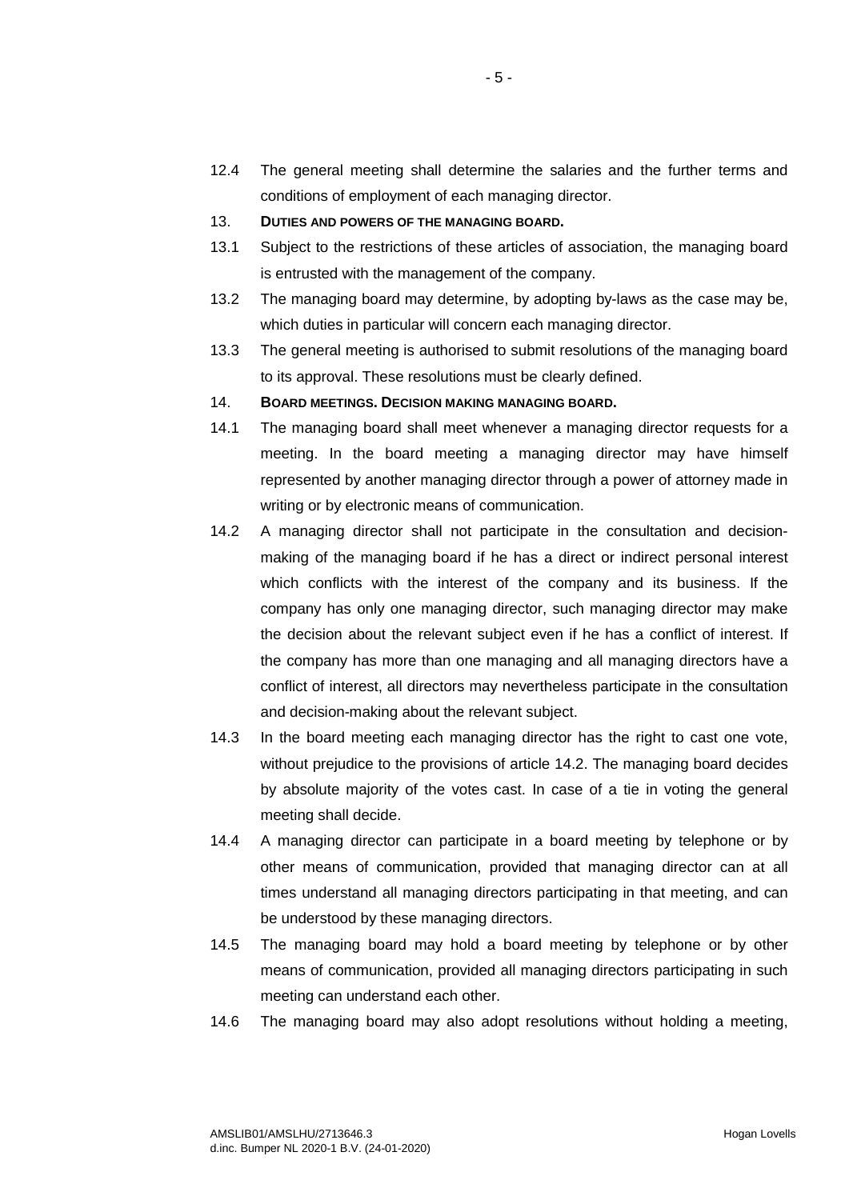12.4 The general meeting shall determine the salaries and the further terms and conditions of employment of each managing director.

13. **DUTIES AND POWERS OF THE MANAGING BOARD.**

13.1 Subject to the restrictions of these articles of association, the managing board is entrusted with the management of the company.

13.2 The managing board may determine, by adopting by-laws as the case may be, which duties in particular will concern each managing director.

13.3 The general meeting is authorised to submit resolutions of the managing board to its approval. These resolutions must be clearly defined.

14. **BOARD MEETINGS. DECISION MAKING MANAGING BOARD.**

14.1 The managing board shall meet whenever a managing director requests for a meeting. In the board meeting a managing director may have himself represented by another managing director through a power of attorney made in writing or by electronic means of communication.

14.2 A managing director shall not participate in the consultation and decision-making of the managing board if he has a direct or indirect personal interest which conflicts with the interest of the company and its business. If the company has only one managing director, such managing director may make the decision about the relevant subject even if he has a conflict of interest. If the company has more than one managing and all managing directors have a conflict of interest, all directors may nevertheless participate in the consultation and decision-making about the relevant subject.

14.3 In the board meeting each managing director has the right to cast one vote, without prejudice to the provisions of article 14.2. The managing board decides by absolute majority of the votes cast. In case of a tie in voting the general meeting shall decide.

14.4 A managing director can participate in a board meeting by telephone or by other means of communication, provided that managing director can at all times understand all managing directors participating in that meeting, and can be understood by these managing directors.

14.5 The managing board may hold a board meeting by telephone or by other means of communication, provided all managing directors participating in such meeting can understand each other.

14.6 The managing board may also adopt resolutions without holding a meeting,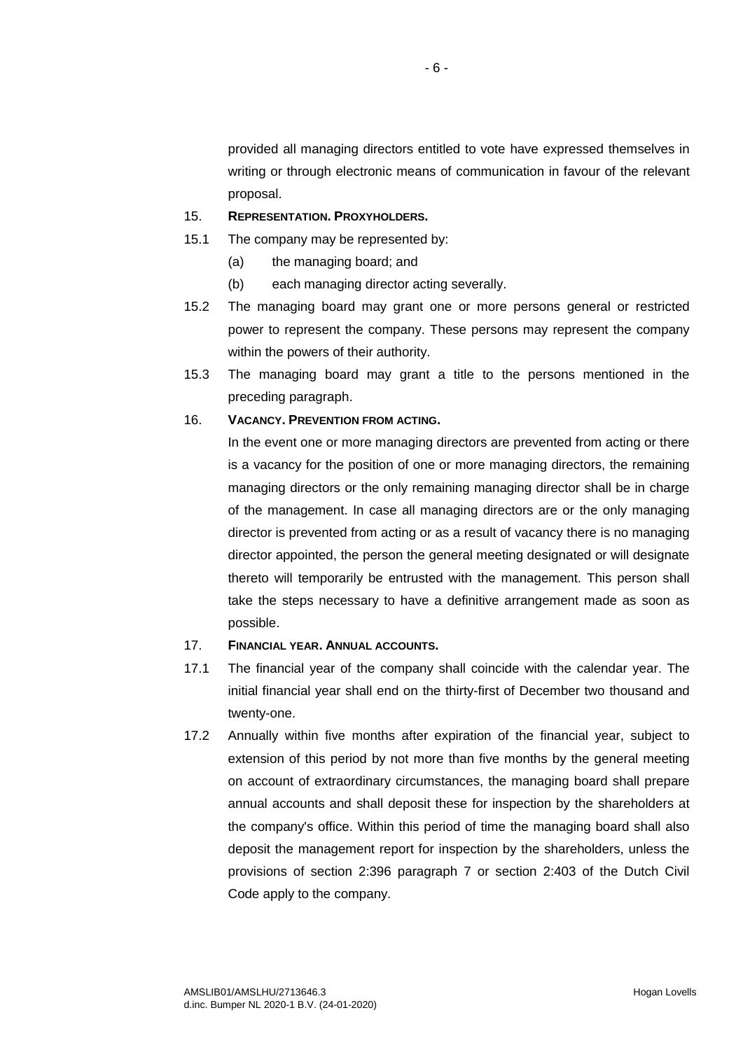provided all managing directors entitled to vote have expressed themselves in writing or through electronic means of communication in favour of the relevant proposal.

15. **REPRESENTATION. PROXYHOLDERS.**

15.1 The company may be represented by:

(a) the managing board; and

(b) each managing director acting severally.

15.2 The managing board may grant one or more persons general or restricted power to represent the company. These persons may represent the company within the powers of their authority.

15.3 The managing board may grant a title to the persons mentioned in the preceding paragraph.

16. **VACANCY. PREVENTION FROM ACTING.**

In the event one or more managing directors are prevented from acting or there is a vacancy for the position of one or more managing directors, the remaining managing directors or the only remaining managing director shall be in charge of the management. In case all managing directors are or the only managing director is prevented from acting or as a result of vacancy there is no managing director appointed, the person the general meeting designated or will designate thereto will temporarily be entrusted with the management. This person shall take the steps necessary to have a definitive arrangement made as soon as possible.

17. **FINANCIAL YEAR. ANNUAL ACCOUNTS.**

17.1 The financial year of the company shall coincide with the calendar year. The initial financial year shall end on the thirty-first of December two thousand and twenty-one.

17.2 Annually within five months after expiration of the financial year, subject to extension of this period by not more than five months by the general meeting on account of extraordinary circumstances, the managing board shall prepare annual accounts and shall deposit these for inspection by the shareholders at the company's office. Within this period of time the managing board shall also deposit the management report for inspection by the shareholders, unless the provisions of section 2:396 paragraph 7 or section 2:403 of the Dutch Civil Code apply to the company.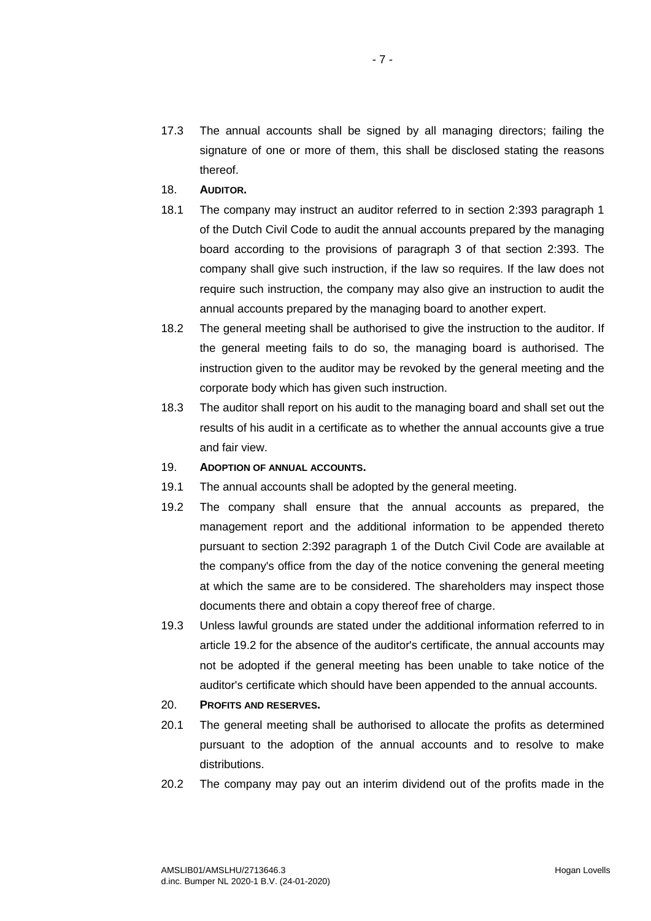17.3 The annual accounts shall be signed by all managing directors; failing the signature of one or more of them, this shall be disclosed stating the reasons thereof.

18. **AUDITOR.**

18.1 The company may instruct an auditor referred to in section 2:393 paragraph 1 of the Dutch Civil Code to audit the annual accounts prepared by the managing board according to the provisions of paragraph 3 of that section 2:393. The company shall give such instruction, if the law so requires. If the law does not require such instruction, the company may also give an instruction to audit the annual accounts prepared by the managing board to another expert.

18.2 The general meeting shall be authorised to give the instruction to the auditor. If the general meeting fails to do so, the managing board is authorised. The instruction given to the auditor may be revoked by the general meeting and the corporate body which has given such instruction.

18.3 The auditor shall report on his audit to the managing board and shall set out the results of his audit in a certificate as to whether the annual accounts give a true and fair view.

19. **ADOPTION OF ANNUAL ACCOUNTS.**

19.1 The annual accounts shall be adopted by the general meeting.

19.2 The company shall ensure that the annual accounts as prepared, the management report and the additional information to be appended thereto pursuant to section 2:392 paragraph 1 of the Dutch Civil Code are available at the company's office from the day of the notice convening the general meeting at which the same are to be considered. The shareholders may inspect those documents there and obtain a copy thereof free of charge.

19.3 Unless lawful grounds are stated under the additional information referred to in article 19.2 for the absence of the auditor's certificate, the annual accounts may not be adopted if the general meeting has been unable to take notice of the auditor's certificate which should have been appended to the annual accounts.

20. **PROFITS AND RESERVES.**

20.1 The general meeting shall be authorised to allocate the profits as determined pursuant to the adoption of the annual accounts and to resolve to make distributions.

20.2 The company may pay out an interim dividend out of the profits made in the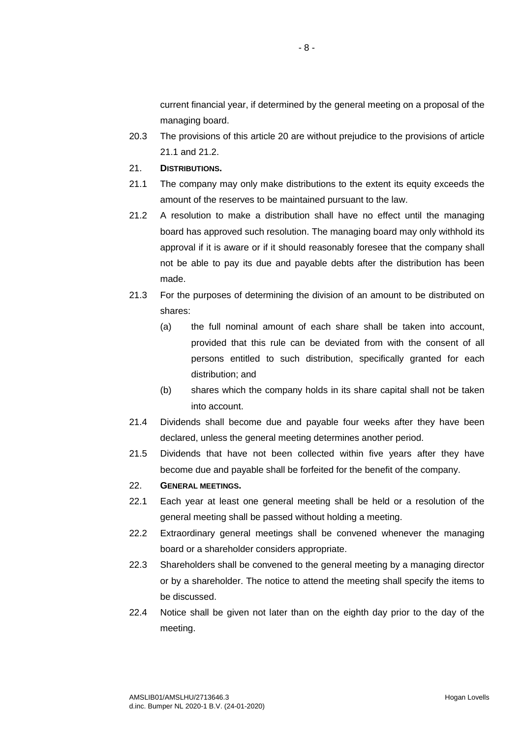current financial year, if determined by the general meeting on a proposal of the managing board.

20.3 The provisions of this article 20 are without prejudice to the provisions of article 21.1 and 21.2.

21. **DISTRIBUTIONS.**

21.1 The company may only make distributions to the extent its equity exceeds the amount of the reserves to be maintained pursuant to the law.

21.2 A resolution to make a distribution shall have no effect until the managing board has approved such resolution. The managing board may only withhold its approval if it is aware or if it should reasonably foresee that the company shall not be able to pay its due and payable debts after the distribution has been made.

21.3 For the purposes of determining the division of an amount to be distributed on shares:

(a) the full nominal amount of each share shall be taken into account, provided that this rule can be deviated from with the consent of all persons entitled to such distribution, specifically granted for each distribution; and

(b) shares which the company holds in its share capital shall not be taken into account.

21.4 Dividends shall become due and payable four weeks after they have been declared, unless the general meeting determines another period.

21.5 Dividends that have not been collected within five years after they have become due and payable shall be forfeited for the benefit of the company.

22. **GENERAL MEETINGS.**

22.1 Each year at least one general meeting shall be held or a resolution of the general meeting shall be passed without holding a meeting.

22.2 Extraordinary general meetings shall be convened whenever the managing board or a shareholder considers appropriate.

22.3 Shareholders shall be convened to the general meeting by a managing director or by a shareholder. The notice to attend the meeting shall specify the items to be discussed.

22.4 Notice shall be given not later than on the eighth day prior to the day of the meeting.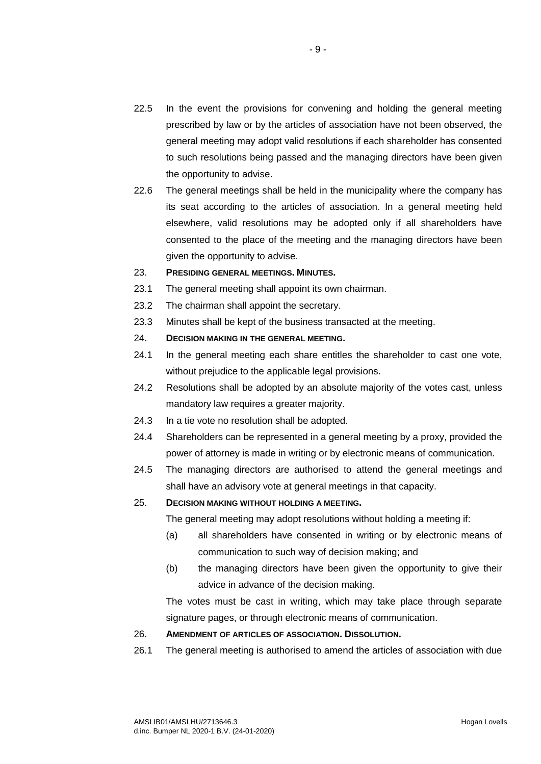22.5 In the event the provisions for convening and holding the general meeting prescribed by law or by the articles of association have not been observed, the general meeting may adopt valid resolutions if each shareholder has consented to such resolutions being passed and the managing directors have been given the opportunity to advise.

22.6 The general meetings shall be held in the municipality where the company has its seat according to the articles of association. In a general meeting held elsewhere, valid resolutions may be adopted only if all shareholders have consented to the place of the meeting and the managing directors have been given the opportunity to advise.

23. **PRESIDING GENERAL MEETINGS. MINUTES.**

23.1 The general meeting shall appoint its own chairman.

23.2 The chairman shall appoint the secretary.

23.3 Minutes shall be kept of the business transacted at the meeting.

24. **DECISION MAKING IN THE GENERAL MEETING.**

24.1 In the general meeting each share entitles the shareholder to cast one vote, without prejudice to the applicable legal provisions.

24.2 Resolutions shall be adopted by an absolute majority of the votes cast, unless mandatory law requires a greater majority.

24.3 In a tie vote no resolution shall be adopted.

24.4 Shareholders can be represented in a general meeting by a proxy, provided the power of attorney is made in writing or by electronic means of communication.

24.5 The managing directors are authorised to attend the general meetings and shall have an advisory vote at general meetings in that capacity.

25. **DECISION MAKING WITHOUT HOLDING A MEETING.**

The general meeting may adopt resolutions without holding a meeting if:

(a) all shareholders have consented in writing or by electronic means of communication to such way of decision making; and

(b) the managing directors have been given the opportunity to give their advice in advance of the decision making.

The votes must be cast in writing, which may take place through separate signature pages, or through electronic means of communication.

26. **AMENDMENT OF ARTICLES OF ASSOCIATION. DISSOLUTION.**

26.1 The general meeting is authorised to amend the articles of association with due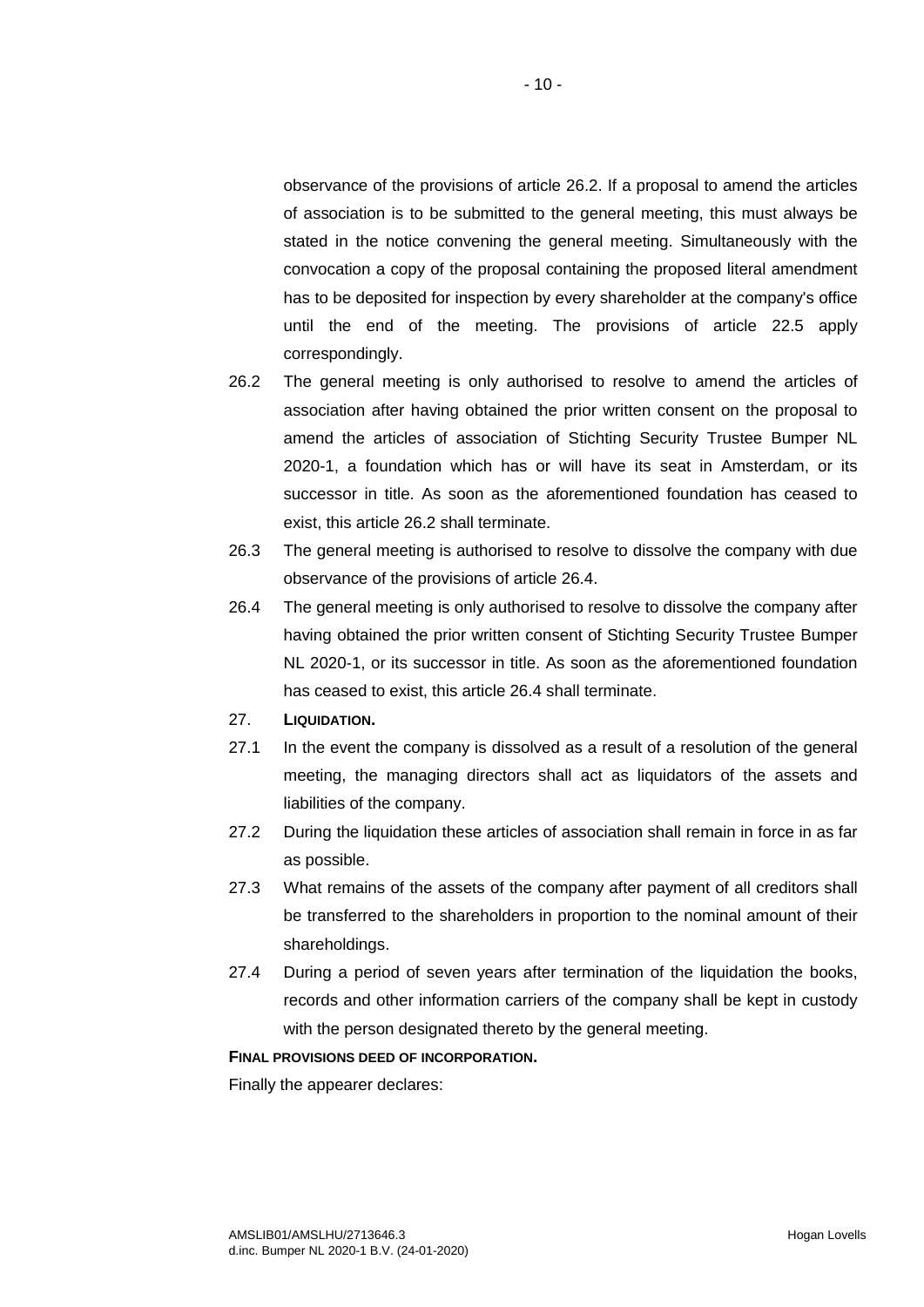observance of the provisions of article 26.2. If a proposal to amend the articles of association is to be submitted to the general meeting, this must always be stated in the notice convening the general meeting. Simultaneously with the convocation a copy of the proposal containing the proposed literal amendment has to be deposited for inspection by every shareholder at the company's office until the end of the meeting. The provisions of article 22.5 apply correspondingly.

26.2 The general meeting is only authorised to resolve to amend the articles of association after having obtained the prior written consent on the proposal to amend the articles of association of Stichting Security Trustee Bumper NL 2020-1, a foundation which has or will have its seat in Amsterdam, or its successor in title. As soon as the aforementioned foundation has ceased to exist, this article 26.2 shall terminate.

26.3 The general meeting is authorised to resolve to dissolve the company with due observance of the provisions of article 26.4.

26.4 The general meeting is only authorised to resolve to dissolve the company after having obtained the prior written consent of Stichting Security Trustee Bumper NL 2020-1, or its successor in title. As soon as the aforementioned foundation has ceased to exist, this article 26.4 shall terminate.

27. **LIQUIDATION.**

27.1 In the event the company is dissolved as a result of a resolution of the general meeting, the managing directors shall act as liquidators of the assets and liabilities of the company.

27.2 During the liquidation these articles of association shall remain in force in as far as possible.

27.3 What remains of the assets of the company after payment of all creditors shall be transferred to the shareholders in proportion to the nominal amount of their shareholdings.

27.4 During a period of seven years after termination of the liquidation the books, records and other information carriers of the company shall be kept in custody with the person designated thereto by the general meeting.

**FINAL PROVISIONS DEED OF INCORPORATION.**

Finally the appearer declares: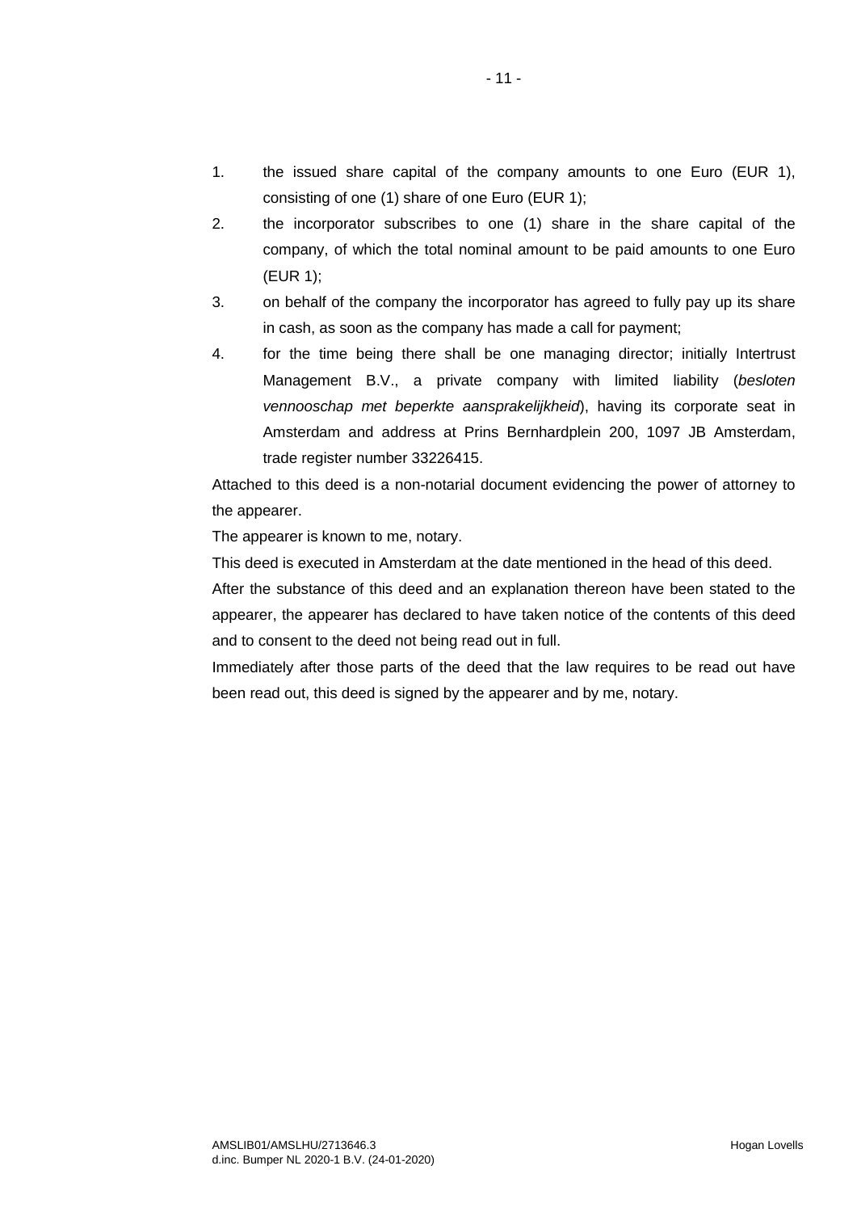1. the issued share capital of the company amounts to one Euro (EUR 1), consisting of one (1) share of one Euro (EUR 1);
2. the incorporator subscribes to one (1) share in the share capital of the company, of which the total nominal amount to be paid amounts to one Euro (EUR 1);
3. on behalf of the company the incorporator has agreed to fully pay up its share in cash, as soon as the company has made a call for payment;
4. for the time being there shall be one managing director; initially Intertrust Management B.V., a private company with limited liability (*besloten vennooschap met beperkte aansprakelijkheid*), having its corporate seat in Amsterdam and address at Prins Bernhardplein 200, 1097 JB Amsterdam, trade register number 33226415.

Attached to this deed is a non-notarial document evidencing the power of attorney to the appearer.

The appearer is known to me, notary.

This deed is executed in Amsterdam at the date mentioned in the head of this deed.

After the substance of this deed and an explanation thereon have been stated to the appearer, the appearer has declared to have taken notice of the contents of this deed and to consent to the deed not being read out in full.

Immediately after those parts of the deed that the law requires to be read out have been read out, this deed is signed by the appearer and by me, notary.